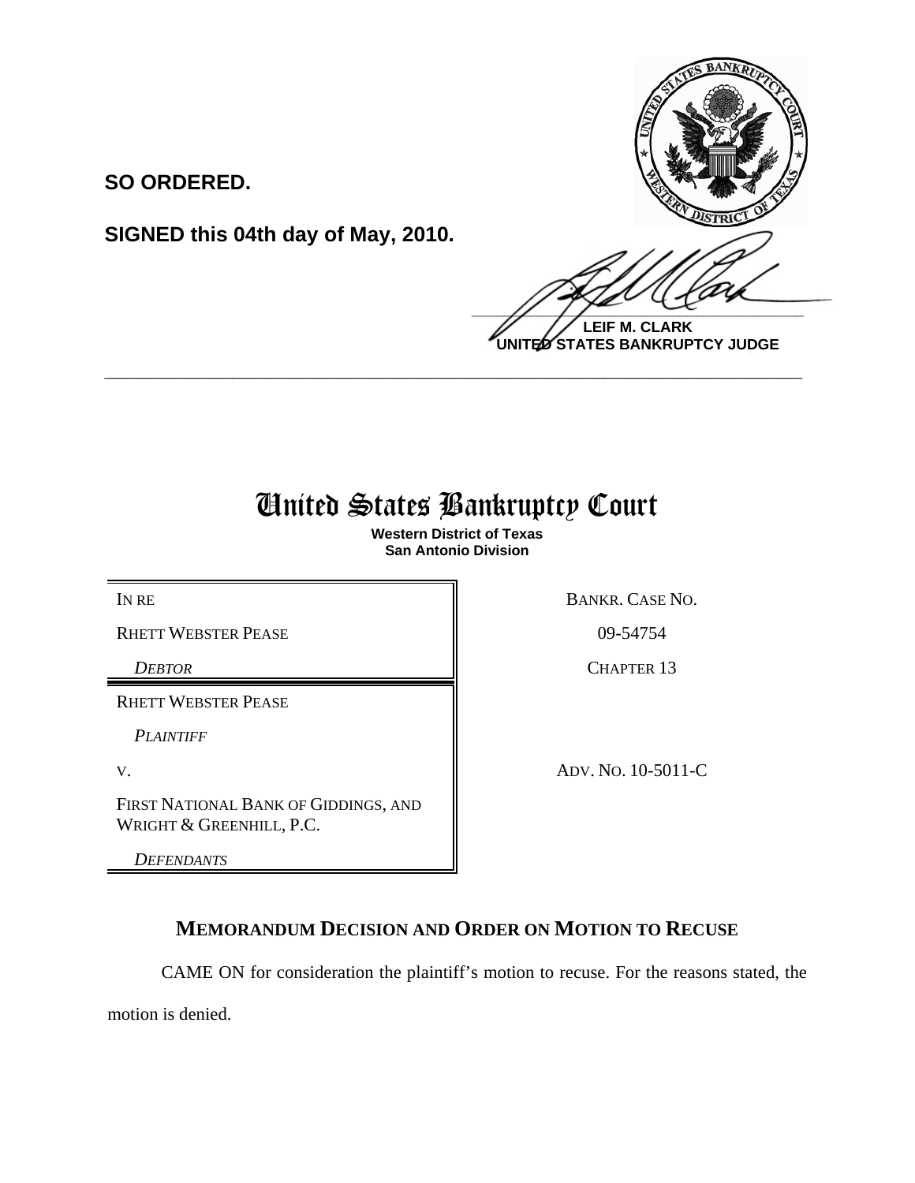**SO ORDERED.**

**SIGNED this 04th day of May, 2010.**

**LEIF M. CLARK**
**UNITED STATES BANKRUPTCY JUDGE**

---

# United States Bankruptcy Court

**Western District of Texas**
**San Antonio Division**

| | |
|---|---|
| IN RE | BANKR. CASE NO. |
| RHETT WEBSTER PEASE | 09-54754 |
| *DEBTOR* | CHAPTER 13 |
| RHETT WEBSTER PEASE | |
| *PLAINTIFF* | |
| V. | ADV. NO. 10-5011-C |
| FIRST NATIONAL BANK OF GIDDINGS, AND WRIGHT & GREENHILL, P.C. | |
| *DEFENDANTS* | |

## MEMORANDUM DECISION AND ORDER ON MOTION TO RECUSE

CAME ON for consideration the plaintiff's motion to recuse. For the reasons stated, the motion is denied.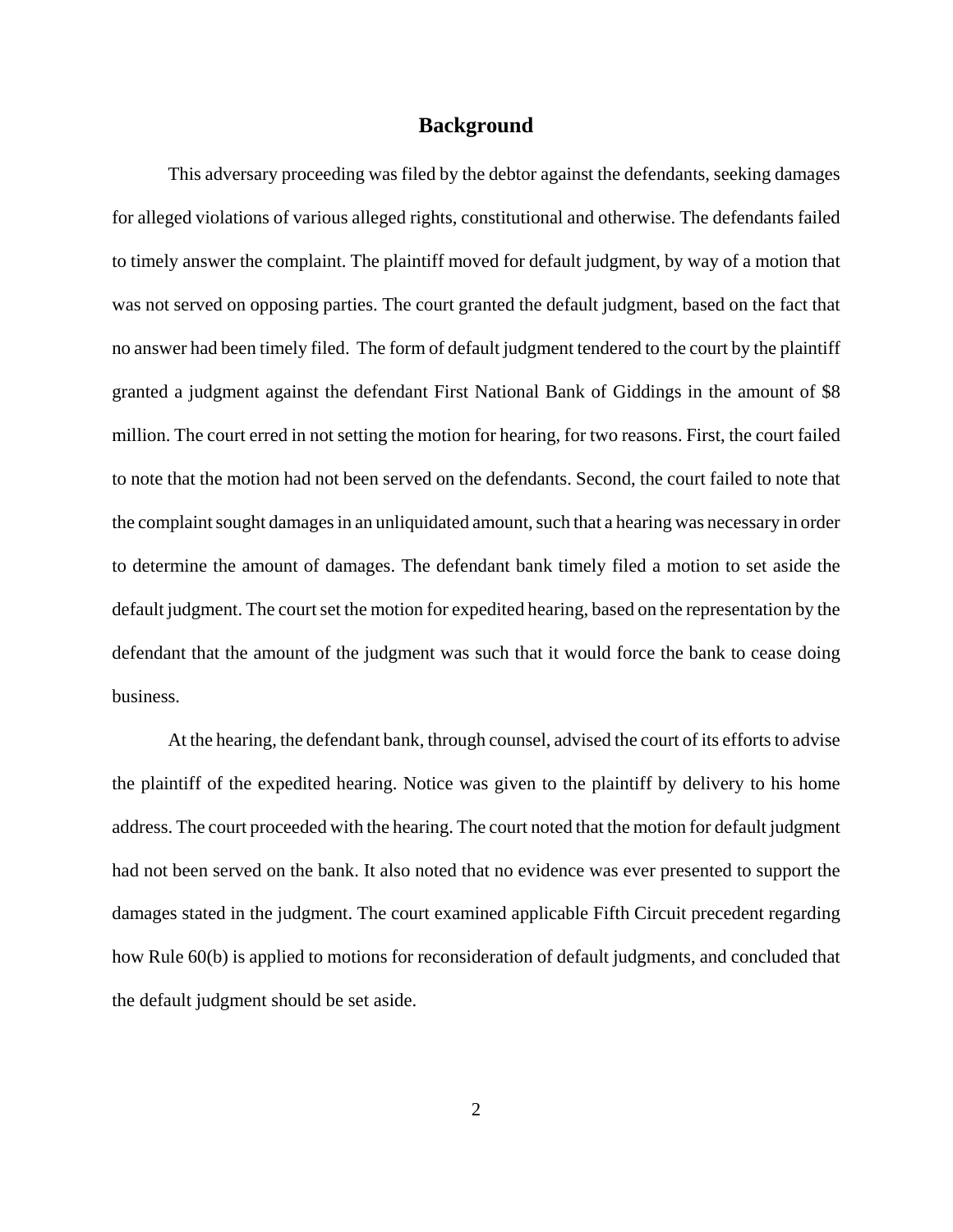## Background

This adversary proceeding was filed by the debtor against the defendants, seeking damages for alleged violations of various alleged rights, constitutional and otherwise. The defendants failed to timely answer the complaint. The plaintiff moved for default judgment, by way of a motion that was not served on opposing parties. The court granted the default judgment, based on the fact that no answer had been timely filed. The form of default judgment tendered to the court by the plaintiff granted a judgment against the defendant First National Bank of Giddings in the amount of $8 million. The court erred in not setting the motion for hearing, for two reasons. First, the court failed to note that the motion had not been served on the defendants. Second, the court failed to note that the complaint sought damages in an unliquidated amount, such that a hearing was necessary in order to determine the amount of damages. The defendant bank timely filed a motion to set aside the default judgment. The court set the motion for expedited hearing, based on the representation by the defendant that the amount of the judgment was such that it would force the bank to cease doing business.

At the hearing, the defendant bank, through counsel, advised the court of its efforts to advise the plaintiff of the expedited hearing. Notice was given to the plaintiff by delivery to his home address. The court proceeded with the hearing. The court noted that the motion for default judgment had not been served on the bank. It also noted that no evidence was ever presented to support the damages stated in the judgment. The court examined applicable Fifth Circuit precedent regarding how Rule 60(b) is applied to motions for reconsideration of default judgments, and concluded that the default judgment should be set aside.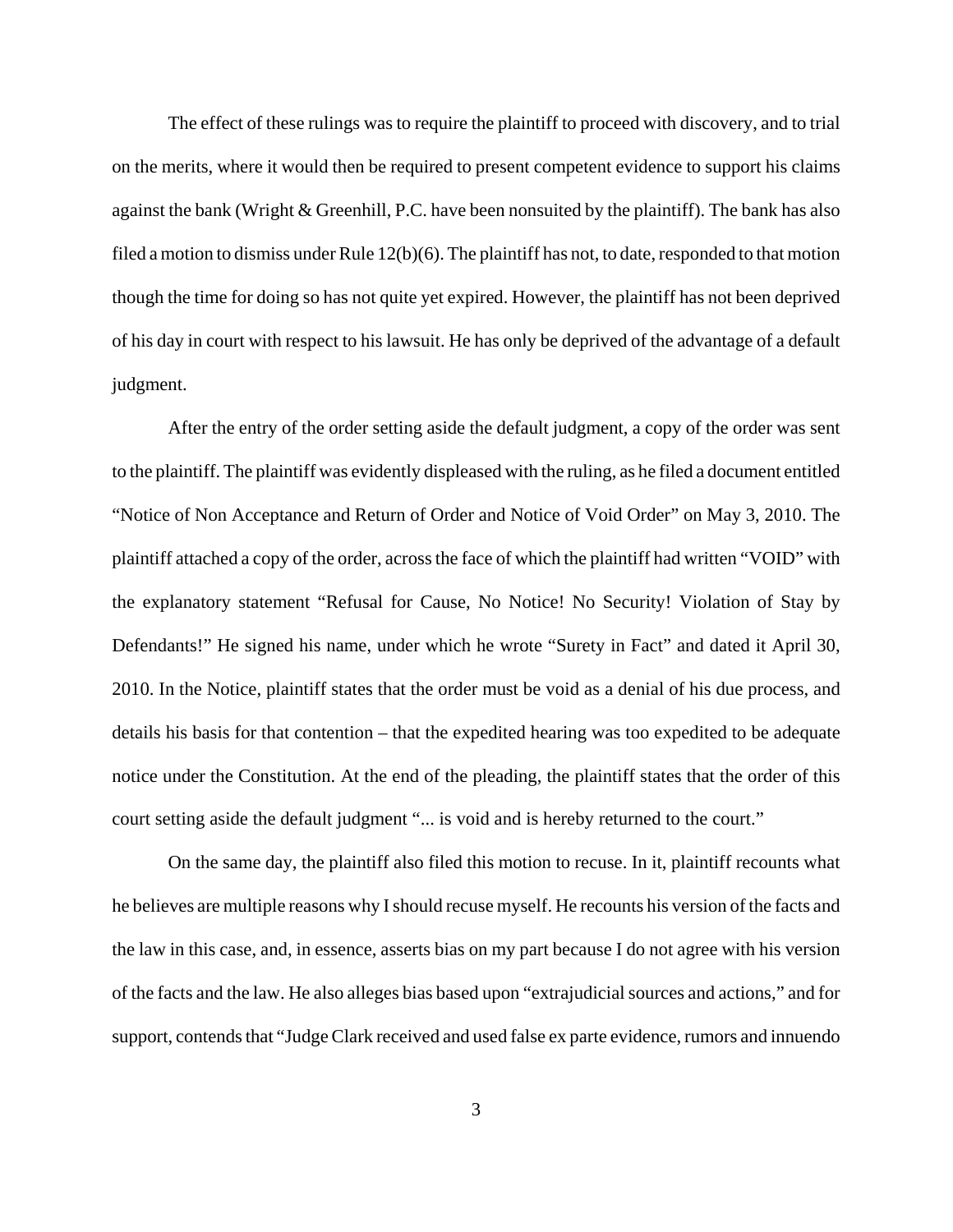The effect of these rulings was to require the plaintiff to proceed with discovery, and to trial on the merits, where it would then be required to present competent evidence to support his claims against the bank (Wright & Greenhill, P.C. have been nonsuited by the plaintiff). The bank has also filed a motion to dismiss under Rule 12(b)(6). The plaintiff has not, to date, responded to that motion though the time for doing so has not quite yet expired. However, the plaintiff has not been deprived of his day in court with respect to his lawsuit. He has only be deprived of the advantage of a default judgment.

After the entry of the order setting aside the default judgment, a copy of the order was sent to the plaintiff. The plaintiff was evidently displeased with the ruling, as he filed a document entitled "Notice of Non Acceptance and Return of Order and Notice of Void Order" on May 3, 2010. The plaintiff attached a copy of the order, across the face of which the plaintiff had written "VOID" with the explanatory statement "Refusal for Cause, No Notice! No Security! Violation of Stay by Defendants!" He signed his name, under which he wrote "Surety in Fact" and dated it April 30, 2010. In the Notice, plaintiff states that the order must be void as a denial of his due process, and details his basis for that contention – that the expedited hearing was too expedited to be adequate notice under the Constitution. At the end of the pleading, the plaintiff states that the order of this court setting aside the default judgment "... is void and is hereby returned to the court."

On the same day, the plaintiff also filed this motion to recuse. In it, plaintiff recounts what he believes are multiple reasons why I should recuse myself. He recounts his version of the facts and the law in this case, and, in essence, asserts bias on my part because I do not agree with his version of the facts and the law. He also alleges bias based upon "extrajudicial sources and actions," and for support, contends that "Judge Clark received and used false ex parte evidence, rumors and innuendo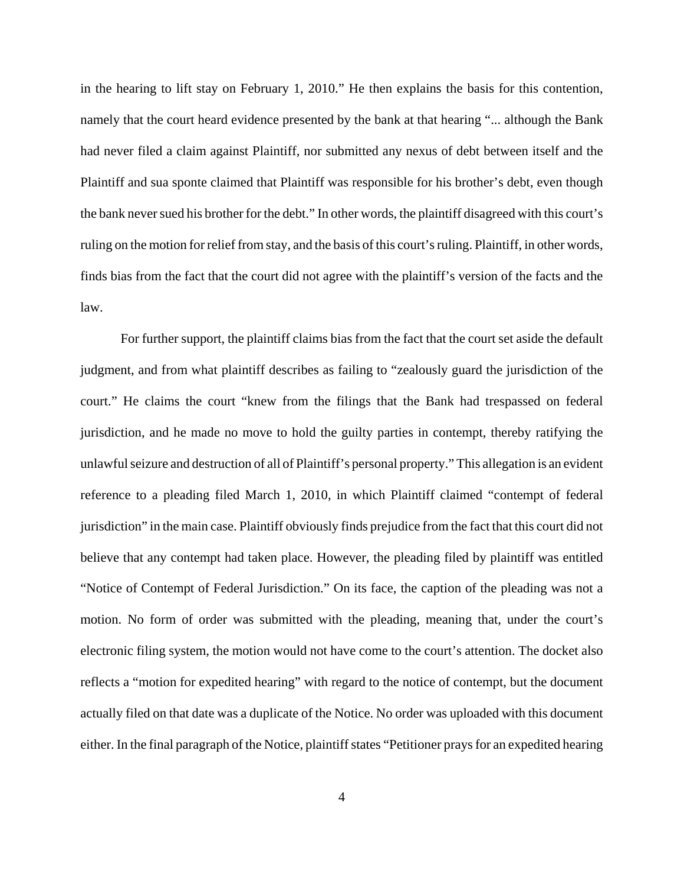in the hearing to lift stay on February 1, 2010." He then explains the basis for this contention, namely that the court heard evidence presented by the bank at that hearing "... although the Bank had never filed a claim against Plaintiff, nor submitted any nexus of debt between itself and the Plaintiff and sua sponte claimed that Plaintiff was responsible for his brother's debt, even though the bank never sued his brother for the debt." In other words, the plaintiff disagreed with this court's ruling on the motion for relief from stay, and the basis of this court's ruling. Plaintiff, in other words, finds bias from the fact that the court did not agree with the plaintiff's version of the facts and the law.

For further support, the plaintiff claims bias from the fact that the court set aside the default judgment, and from what plaintiff describes as failing to "zealously guard the jurisdiction of the court." He claims the court "knew from the filings that the Bank had trespassed on federal jurisdiction, and he made no move to hold the guilty parties in contempt, thereby ratifying the unlawful seizure and destruction of all of Plaintiff's personal property." This allegation is an evident reference to a pleading filed March 1, 2010, in which Plaintiff claimed "contempt of federal jurisdiction" in the main case. Plaintiff obviously finds prejudice from the fact that this court did not believe that any contempt had taken place. However, the pleading filed by plaintiff was entitled "Notice of Contempt of Federal Jurisdiction." On its face, the caption of the pleading was not a motion. No form of order was submitted with the pleading, meaning that, under the court's electronic filing system, the motion would not have come to the court's attention. The docket also reflects a "motion for expedited hearing" with regard to the notice of contempt, but the document actually filed on that date was a duplicate of the Notice. No order was uploaded with this document either. In the final paragraph of the Notice, plaintiff states "Petitioner prays for an expedited hearing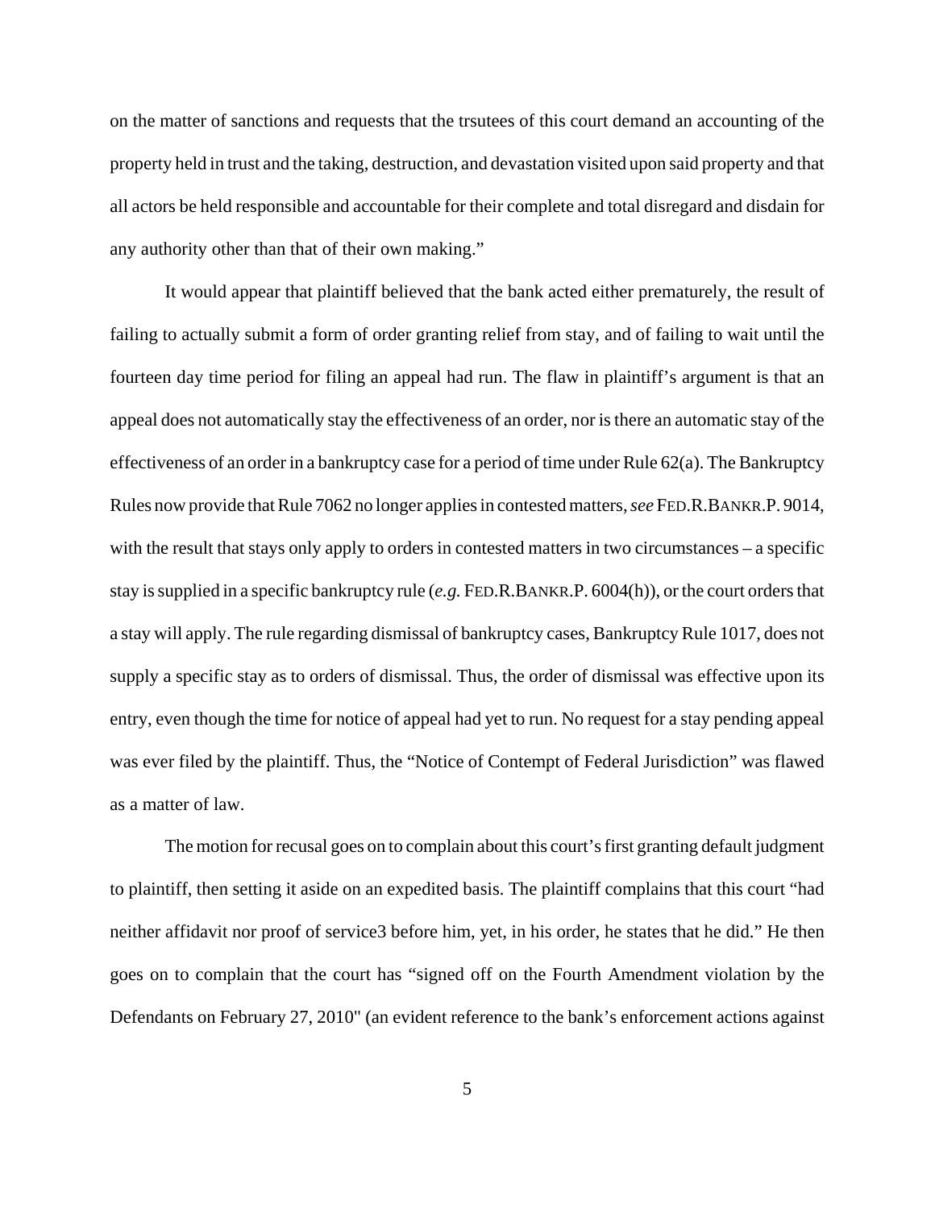on the matter of sanctions and requests that the trsutees of this court demand an accounting of the property held in trust and the taking, destruction, and devastation visited upon said property and that all actors be held responsible and accountable for their complete and total disregard and disdain for any authority other than that of their own making."

It would appear that plaintiff believed that the bank acted either prematurely, the result of failing to actually submit a form of order granting relief from stay, and of failing to wait until the fourteen day time period for filing an appeal had run. The flaw in plaintiff's argument is that an appeal does not automatically stay the effectiveness of an order, nor is there an automatic stay of the effectiveness of an order in a bankruptcy case for a period of time under Rule 62(a). The Bankruptcy Rules now provide that Rule 7062 no longer applies in contested matters, *see* FED.R.BANKR.P. 9014, with the result that stays only apply to orders in contested matters in two circumstances – a specific stay is supplied in a specific bankruptcy rule (*e.g.* FED.R.BANKR.P. 6004(h)), or the court orders that a stay will apply. The rule regarding dismissal of bankruptcy cases, Bankruptcy Rule 1017, does not supply a specific stay as to orders of dismissal. Thus, the order of dismissal was effective upon its entry, even though the time for notice of appeal had yet to run. No request for a stay pending appeal was ever filed by the plaintiff. Thus, the "Notice of Contempt of Federal Jurisdiction" was flawed as a matter of law.

The motion for recusal goes on to complain about this court's first granting default judgment to plaintiff, then setting it aside on an expedited basis. The plaintiff complains that this court "had neither affidavit nor proof of service[3] before him, yet, in his order, he states that he did." He then goes on to complain that the court has "signed off on the Fourth Amendment violation by the Defendants on February 27, 2010" (an evident reference to the bank's enforcement actions against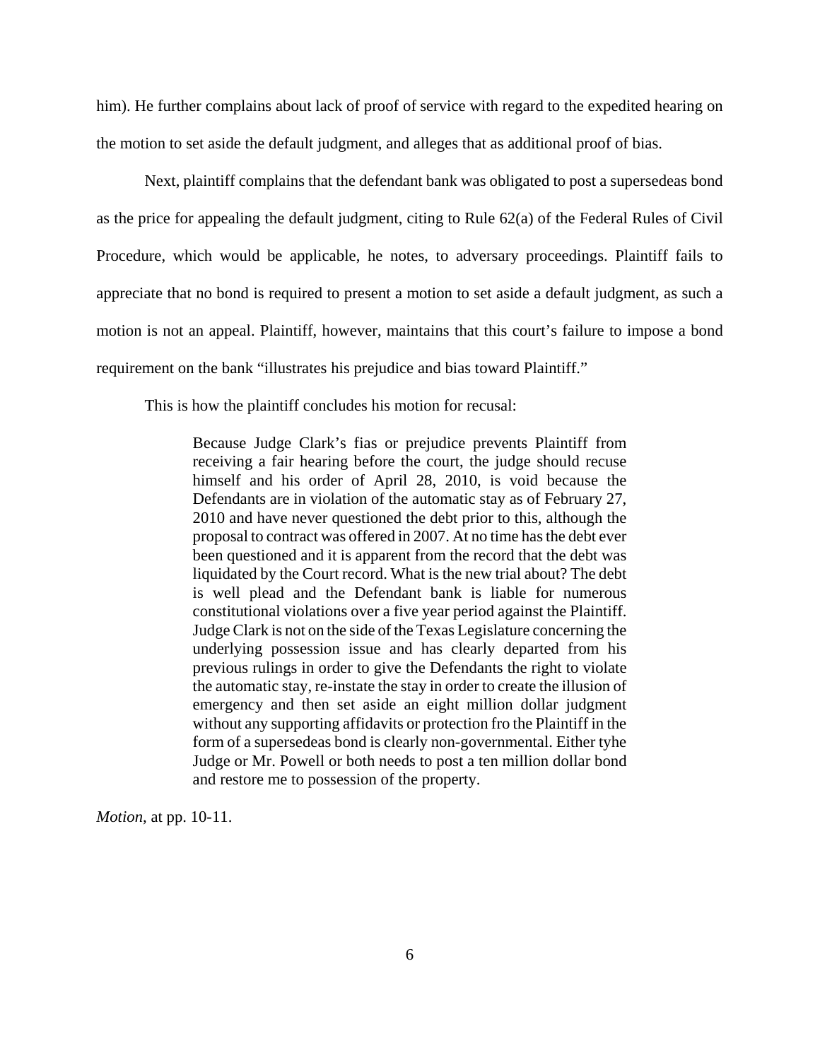him). He further complains about lack of proof of service with regard to the expedited hearing on the motion to set aside the default judgment, and alleges that as additional proof of bias.

Next, plaintiff complains that the defendant bank was obligated to post a supersedeas bond as the price for appealing the default judgment, citing to Rule 62(a) of the Federal Rules of Civil Procedure, which would be applicable, he notes, to adversary proceedings. Plaintiff fails to appreciate that no bond is required to present a motion to set aside a default judgment, as such a motion is not an appeal. Plaintiff, however, maintains that this court's failure to impose a bond requirement on the bank "illustrates his prejudice and bias toward Plaintiff."

This is how the plaintiff concludes his motion for recusal:

> Because Judge Clark's fias or prejudice prevents Plaintiff from receiving a fair hearing before the court, the judge should recuse himself and his order of April 28, 2010, is void because the Defendants are in violation of the automatic stay as of February 27, 2010 and have never questioned the debt prior to this, although the proposal to contract was offered in 2007. At no time has the debt ever been questioned and it is apparent from the record that the debt was liquidated by the Court record. What is the new trial about? The debt is well plead and the Defendant bank is liable for numerous constitutional violations over a five year period against the Plaintiff. Judge Clark is not on the side of the Texas Legislature concerning the underlying possession issue and has clearly departed from his previous rulings in order to give the Defendants the right to violate the automatic stay, re-instate the stay in order to create the illusion of emergency and then set aside an eight million dollar judgment without any supporting affidavits or protection fro the Plaintiff in the form of a supersedeas bond is clearly non-governmental. Either tyhe Judge or Mr. Powell or both needs to post a ten million dollar bond and restore me to possession of the property.

*Motion*, at pp. 10-11.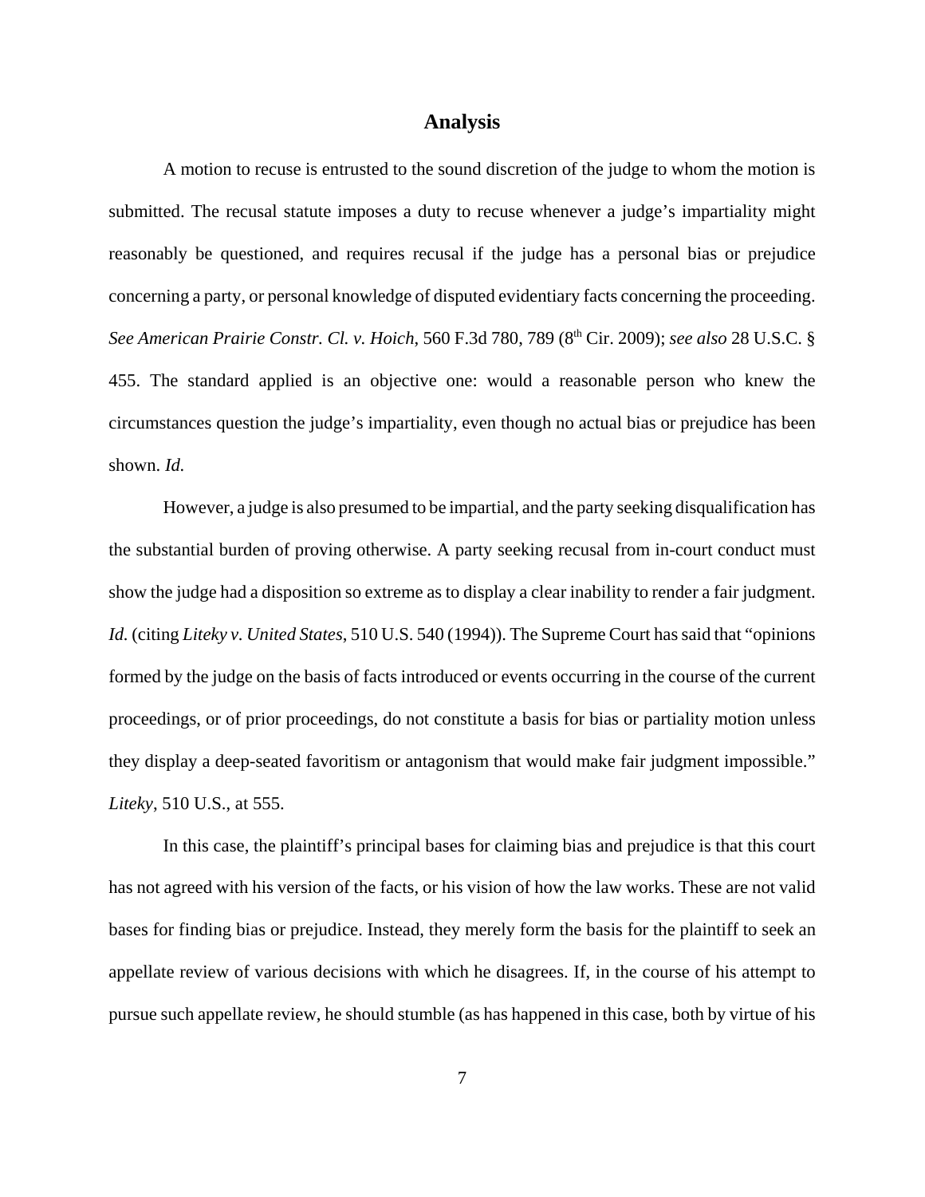## Analysis

A motion to recuse is entrusted to the sound discretion of the judge to whom the motion is submitted. The recusal statute imposes a duty to recuse whenever a judge's impartiality might reasonably be questioned, and requires recusal if the judge has a personal bias or prejudice concerning a party, or personal knowledge of disputed evidentiary facts concerning the proceeding. *See American Prairie Constr. Cl. v. Hoich*, 560 F.3d 780, 789 (8th Cir. 2009); *see also* 28 U.S.C. § 455. The standard applied is an objective one: would a reasonable person who knew the circumstances question the judge's impartiality, even though no actual bias or prejudice has been shown. *Id.*

However, a judge is also presumed to be impartial, and the party seeking disqualification has the substantial burden of proving otherwise. A party seeking recusal from in-court conduct must show the judge had a disposition so extreme as to display a clear inability to render a fair judgment. *Id.* (citing *Liteky v. United States*, 510 U.S. 540 (1994)). The Supreme Court has said that "opinions formed by the judge on the basis of facts introduced or events occurring in the course of the current proceedings, or of prior proceedings, do not constitute a basis for bias or partiality motion unless they display a deep-seated favoritism or antagonism that would make fair judgment impossible." *Liteky*, 510 U.S., at 555.

In this case, the plaintiff's principal bases for claiming bias and prejudice is that this court has not agreed with his version of the facts, or his vision of how the law works. These are not valid bases for finding bias or prejudice. Instead, they merely form the basis for the plaintiff to seek an appellate review of various decisions with which he disagrees. If, in the course of his attempt to pursue such appellate review, he should stumble (as has happened in this case, both by virtue of his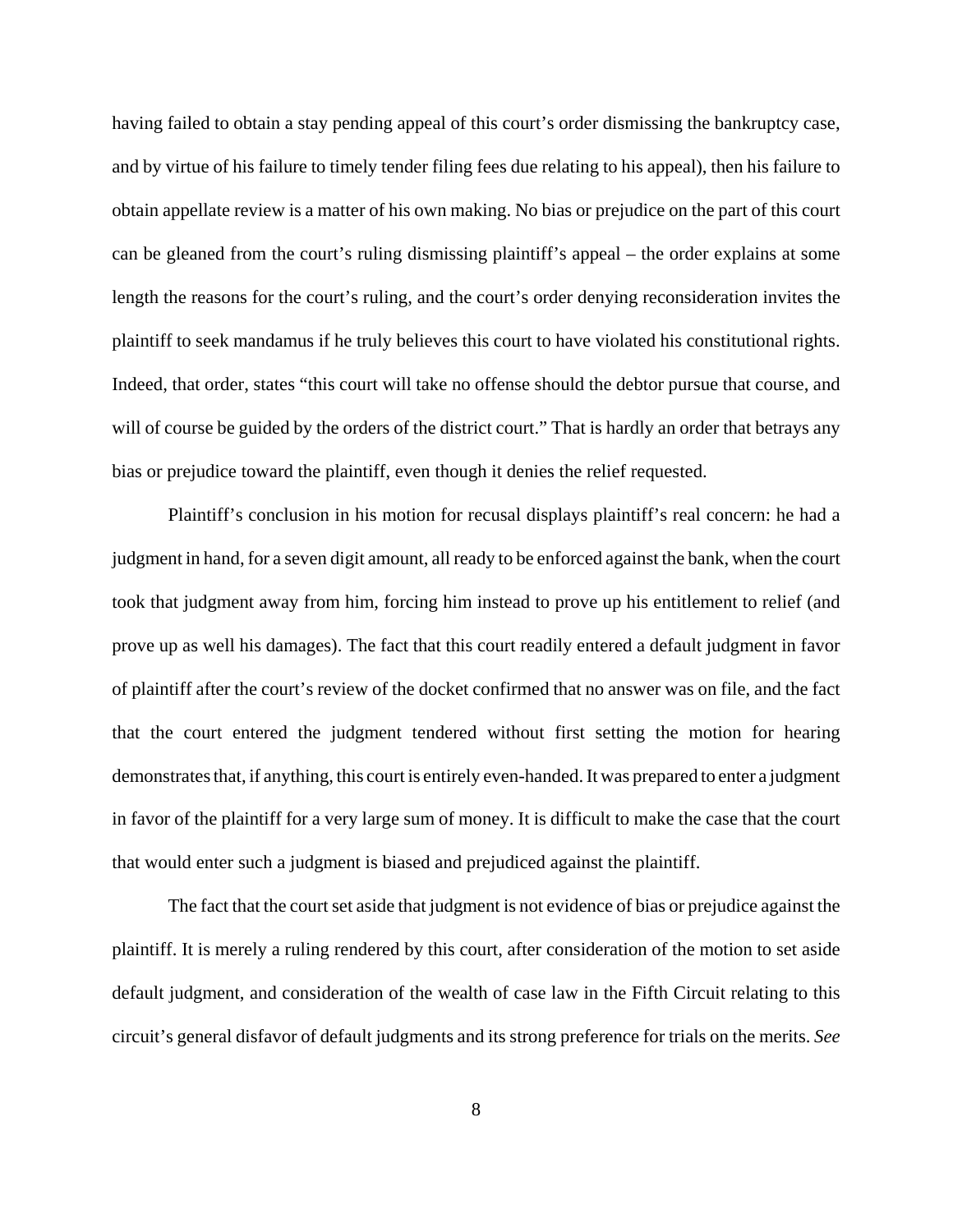having failed to obtain a stay pending appeal of this court's order dismissing the bankruptcy case, and by virtue of his failure to timely tender filing fees due relating to his appeal), then his failure to obtain appellate review is a matter of his own making. No bias or prejudice on the part of this court can be gleaned from the court's ruling dismissing plaintiff's appeal – the order explains at some length the reasons for the court's ruling, and the court's order denying reconsideration invites the plaintiff to seek mandamus if he truly believes this court to have violated his constitutional rights. Indeed, that order, states "this court will take no offense should the debtor pursue that course, and will of course be guided by the orders of the district court." That is hardly an order that betrays any bias or prejudice toward the plaintiff, even though it denies the relief requested.

Plaintiff's conclusion in his motion for recusal displays plaintiff's real concern: he had a judgment in hand, for a seven digit amount, all ready to be enforced against the bank, when the court took that judgment away from him, forcing him instead to prove up his entitlement to relief (and prove up as well his damages). The fact that this court readily entered a default judgment in favor of plaintiff after the court's review of the docket confirmed that no answer was on file, and the fact that the court entered the judgment tendered without first setting the motion for hearing demonstrates that, if anything, this court is entirely even-handed. It was prepared to enter a judgment in favor of the plaintiff for a very large sum of money. It is difficult to make the case that the court that would enter such a judgment is biased and prejudiced against the plaintiff.

The fact that the court set aside that judgment is not evidence of bias or prejudice against the plaintiff. It is merely a ruling rendered by this court, after consideration of the motion to set aside default judgment, and consideration of the wealth of case law in the Fifth Circuit relating to this circuit's general disfavor of default judgments and its strong preference for trials on the merits. *See*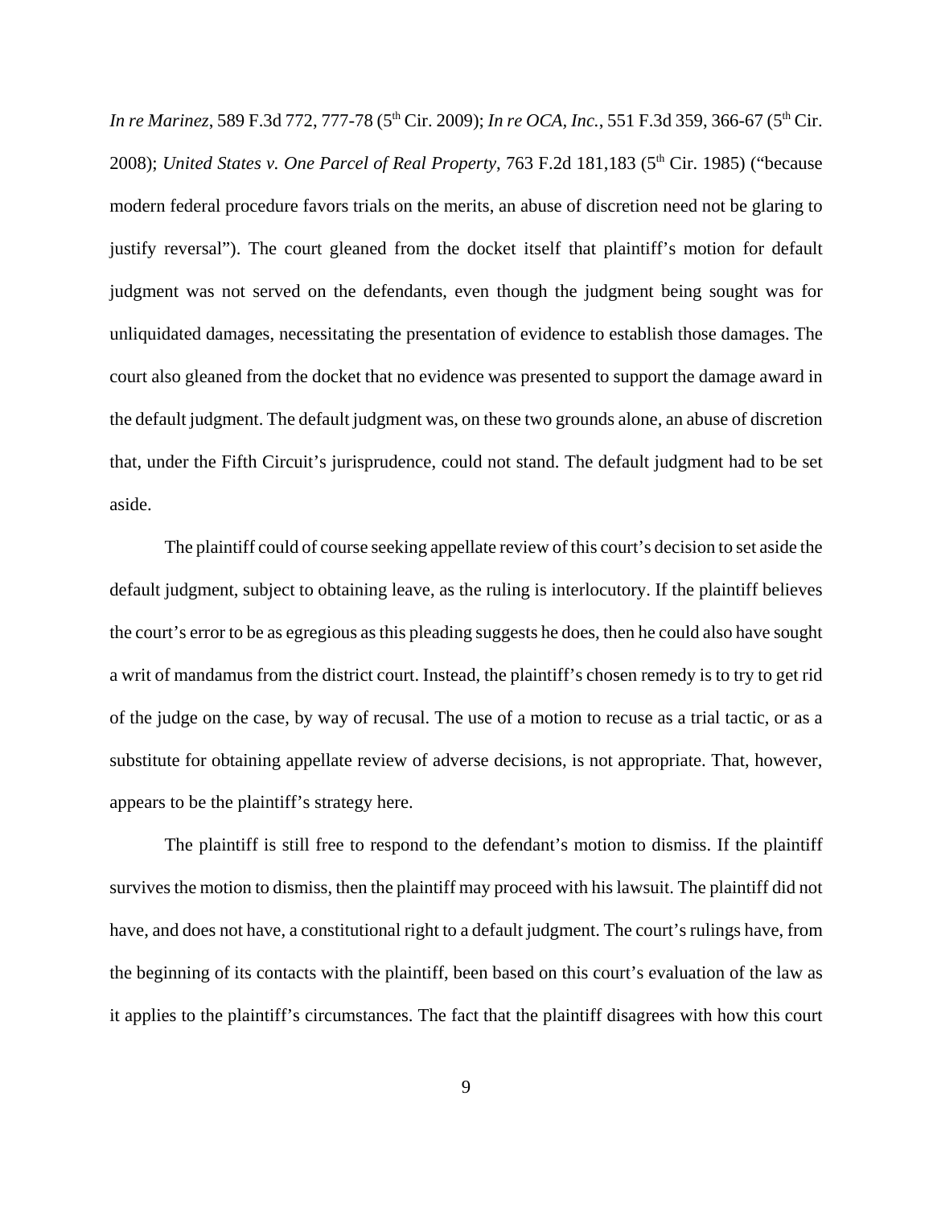*In re Marinez*, 589 F.3d 772, 777-78 (5th Cir. 2009); *In re OCA, Inc.*, 551 F.3d 359, 366-67 (5th Cir. 2008); *United States v. One Parcel of Real Property*, 763 F.2d 181,183 (5th Cir. 1985) ("because modern federal procedure favors trials on the merits, an abuse of discretion need not be glaring to justify reversal"). The court gleaned from the docket itself that plaintiff's motion for default judgment was not served on the defendants, even though the judgment being sought was for unliquidated damages, necessitating the presentation of evidence to establish those damages. The court also gleaned from the docket that no evidence was presented to support the damage award in the default judgment. The default judgment was, on these two grounds alone, an abuse of discretion that, under the Fifth Circuit's jurisprudence, could not stand. The default judgment had to be set aside.

The plaintiff could of course seeking appellate review of this court's decision to set aside the default judgment, subject to obtaining leave, as the ruling is interlocutory. If the plaintiff believes the court's error to be as egregious as this pleading suggests he does, then he could also have sought a writ of mandamus from the district court. Instead, the plaintiff's chosen remedy is to try to get rid of the judge on the case, by way of recusal. The use of a motion to recuse as a trial tactic, or as a substitute for obtaining appellate review of adverse decisions, is not appropriate. That, however, appears to be the plaintiff's strategy here.

The plaintiff is still free to respond to the defendant's motion to dismiss. If the plaintiff survives the motion to dismiss, then the plaintiff may proceed with his lawsuit. The plaintiff did not have, and does not have, a constitutional right to a default judgment. The court's rulings have, from the beginning of its contacts with the plaintiff, been based on this court's evaluation of the law as it applies to the plaintiff's circumstances. The fact that the plaintiff disagrees with how this court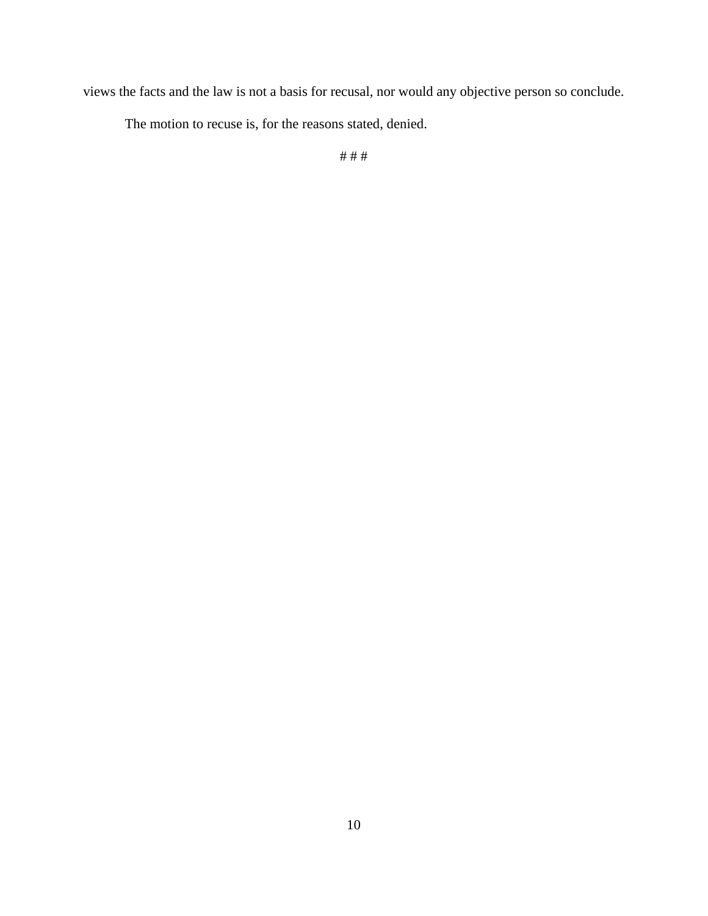views the facts and the law is not a basis for recusal, nor would any objective person so conclude.

The motion to recuse is, for the reasons stated, denied.

# # #